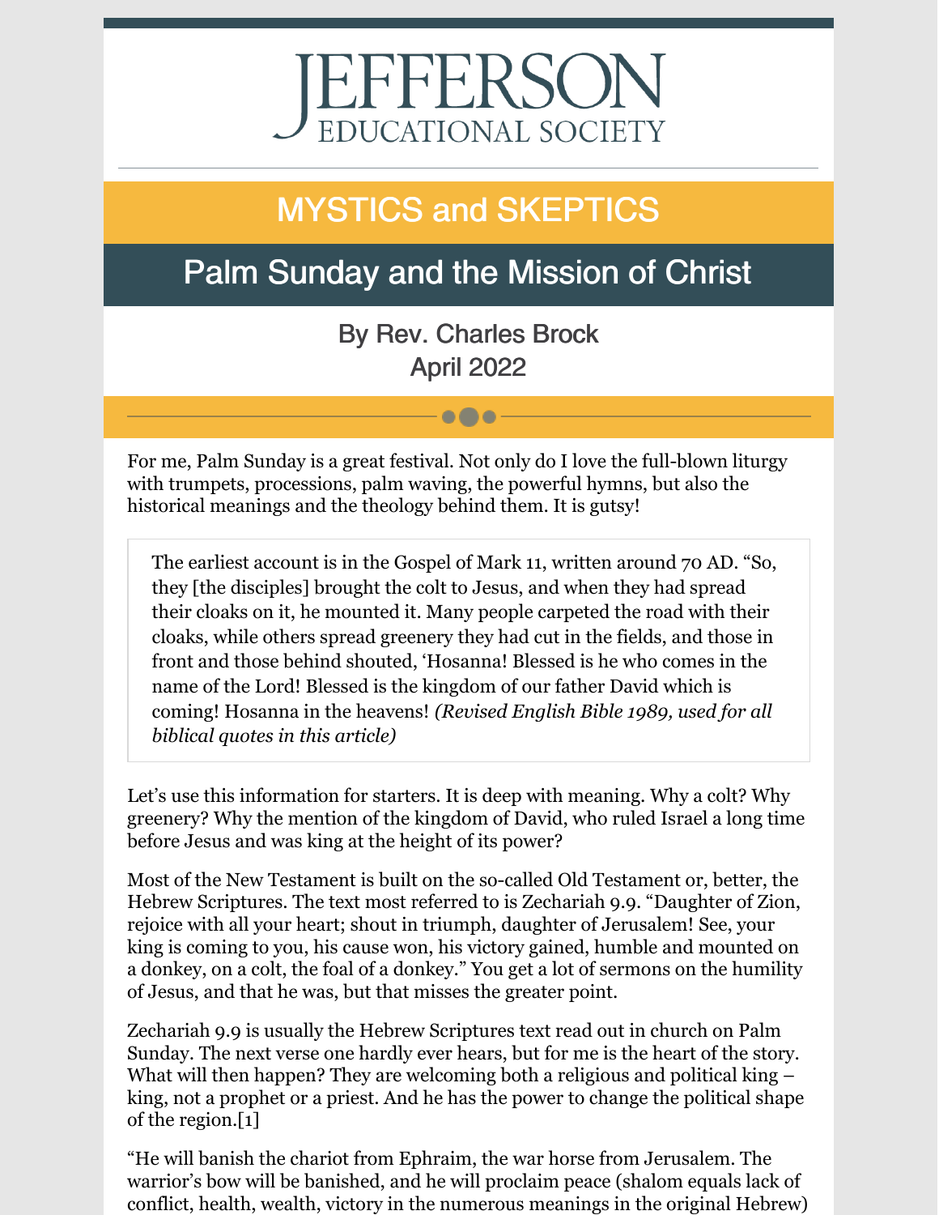# JEFFERSON
EDUCATIONAL SOCIETY

## MYSTICS and SKEPTICS

## Palm Sunday and the Mission of Christ

By Rev. Charles Brock
April 2022

For me, Palm Sunday is a great festival. Not only do I love the full-blown liturgy with trumpets, processions, palm waving, the powerful hymns, but also the historical meanings and the theology behind them. It is gutsy!

> The earliest account is in the Gospel of Mark 11, written around 70 AD. "So, they [the disciples] brought the colt to Jesus, and when they had spread their cloaks on it, he mounted it. Many people carpeted the road with their cloaks, while others spread greenery they had cut in the fields, and those in front and those behind shouted, 'Hosanna! Blessed is he who comes in the name of the Lord! Blessed is the kingdom of our father David which is coming! Hosanna in the heavens! *(Revised English Bible 1989, used for all biblical quotes in this article)*

Let's use this information for starters. It is deep with meaning. Why a colt? Why greenery? Why the mention of the kingdom of David, who ruled Israel a long time before Jesus and was king at the height of its power?

Most of the New Testament is built on the so-called Old Testament or, better, the Hebrew Scriptures. The text most referred to is Zechariah 9.9. "Daughter of Zion, rejoice with all your heart; shout in triumph, daughter of Jerusalem! See, your king is coming to you, his cause won, his victory gained, humble and mounted on a donkey, on a colt, the foal of a donkey." You get a lot of sermons on the humility of Jesus, and that he was, but that misses the greater point.

Zechariah 9.9 is usually the Hebrew Scriptures text read out in church on Palm Sunday. The next verse one hardly ever hears, but for me is the heart of the story. What will then happen? They are welcoming both a religious and political king – king, not a prophet or a priest. And he has the power to change the political shape of the region.[1]

"He will banish the chariot from Ephraim, the war horse from Jerusalem. The warrior's bow will be banished, and he will proclaim peace (shalom equals lack of conflict, health, wealth, victory in the numerous meanings in the original Hebrew)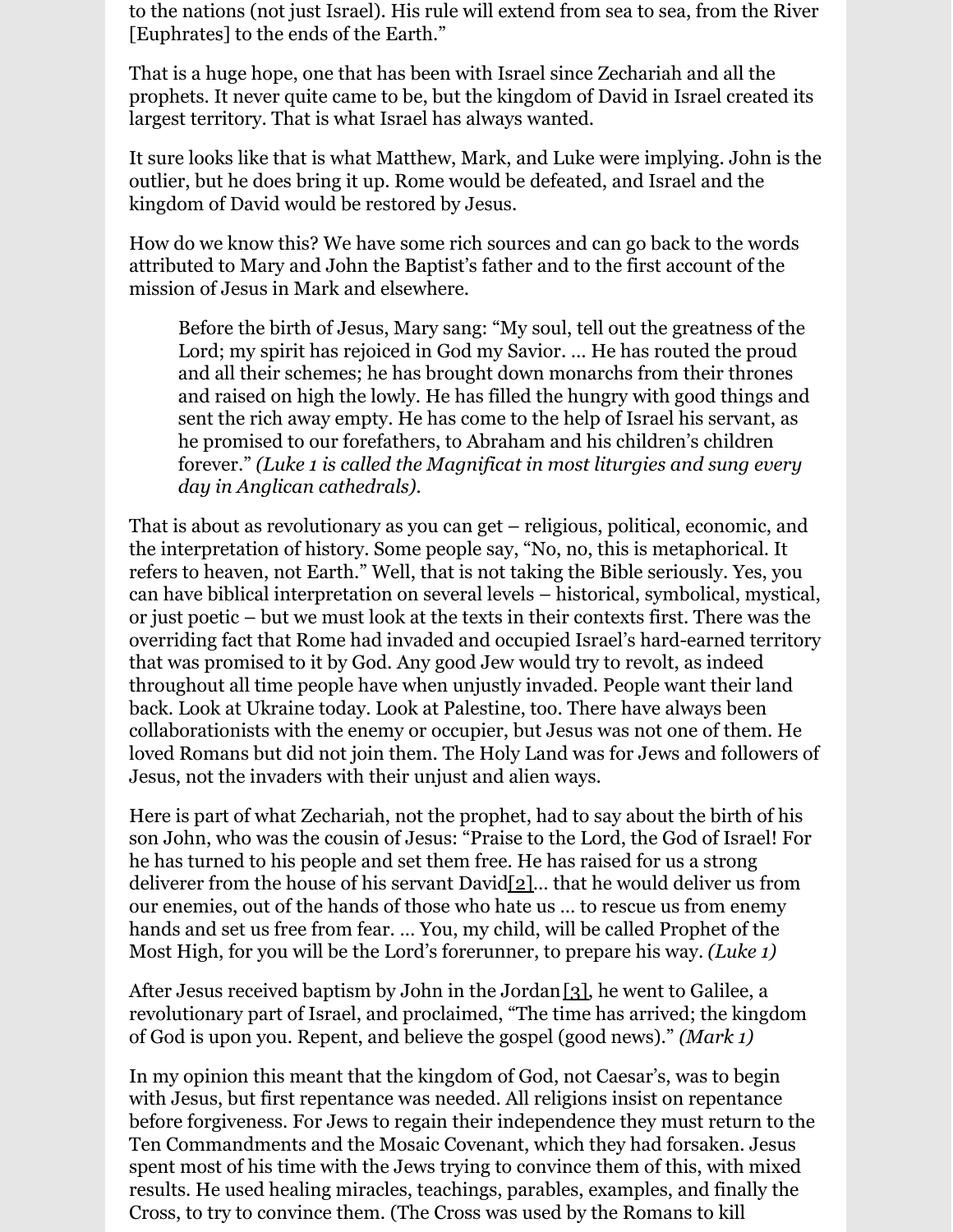to the nations (not just Israel). His rule will extend from sea to sea, from the River [Euphrates] to the ends of the Earth."

That is a huge hope, one that has been with Israel since Zechariah and all the prophets. It never quite came to be, but the kingdom of David in Israel created its largest territory. That is what Israel has always wanted.

It sure looks like that is what Matthew, Mark, and Luke were implying. John is the outlier, but he does bring it up. Rome would be defeated, and Israel and the kingdom of David would be restored by Jesus.

How do we know this? We have some rich sources and can go back to the words attributed to Mary and John the Baptist's father and to the first account of the mission of Jesus in Mark and elsewhere.

> Before the birth of Jesus, Mary sang: "My soul, tell out the greatness of the Lord; my spirit has rejoiced in God my Savior. … He has routed the proud and all their schemes; he has brought down monarchs from their thrones and raised on high the lowly. He has filled the hungry with good things and sent the rich away empty. He has come to the help of Israel his servant, as he promised to our forefathers, to Abraham and his children's children forever." *(Luke 1 is called the Magnificat in most liturgies and sung every day in Anglican cathedrals).*

That is about as revolutionary as you can get – religious, political, economic, and the interpretation of history. Some people say, "No, no, this is metaphorical. It refers to heaven, not Earth." Well, that is not taking the Bible seriously. Yes, you can have biblical interpretation on several levels – historical, symbolical, mystical, or just poetic – but we must look at the texts in their contexts first. There was the overriding fact that Rome had invaded and occupied Israel's hard-earned territory that was promised to it by God. Any good Jew would try to revolt, as indeed throughout all time people have when unjustly invaded. People want their land back. Look at Ukraine today. Look at Palestine, too. There have always been collaborationists with the enemy or occupier, but Jesus was not one of them. He loved Romans but did not join them. The Holy Land was for Jews and followers of Jesus, not the invaders with their unjust and alien ways.

Here is part of what Zechariah, not the prophet, had to say about the birth of his son John, who was the cousin of Jesus: "Praise to the Lord, the God of Israel! For he has turned to his people and set them free. He has raised for us a strong deliverer from the house of his servant David[2]… that he would deliver us from our enemies, out of the hands of those who hate us … to rescue us from enemy hands and set us free from fear. … You, my child, will be called Prophet of the Most High, for you will be the Lord's forerunner, to prepare his way. *(Luke 1)*

After Jesus received baptism by John in the Jordan[3], he went to Galilee, a revolutionary part of Israel, and proclaimed, "The time has arrived; the kingdom of God is upon you. Repent, and believe the gospel (good news)." *(Mark 1)*

In my opinion this meant that the kingdom of God, not Caesar's, was to begin with Jesus, but first repentance was needed. All religions insist on repentance before forgiveness. For Jews to regain their independence they must return to the Ten Commandments and the Mosaic Covenant, which they had forsaken. Jesus spent most of his time with the Jews trying to convince them of this, with mixed results. He used healing miracles, teachings, parables, examples, and finally the Cross, to try to convince them. (The Cross was used by the Romans to kill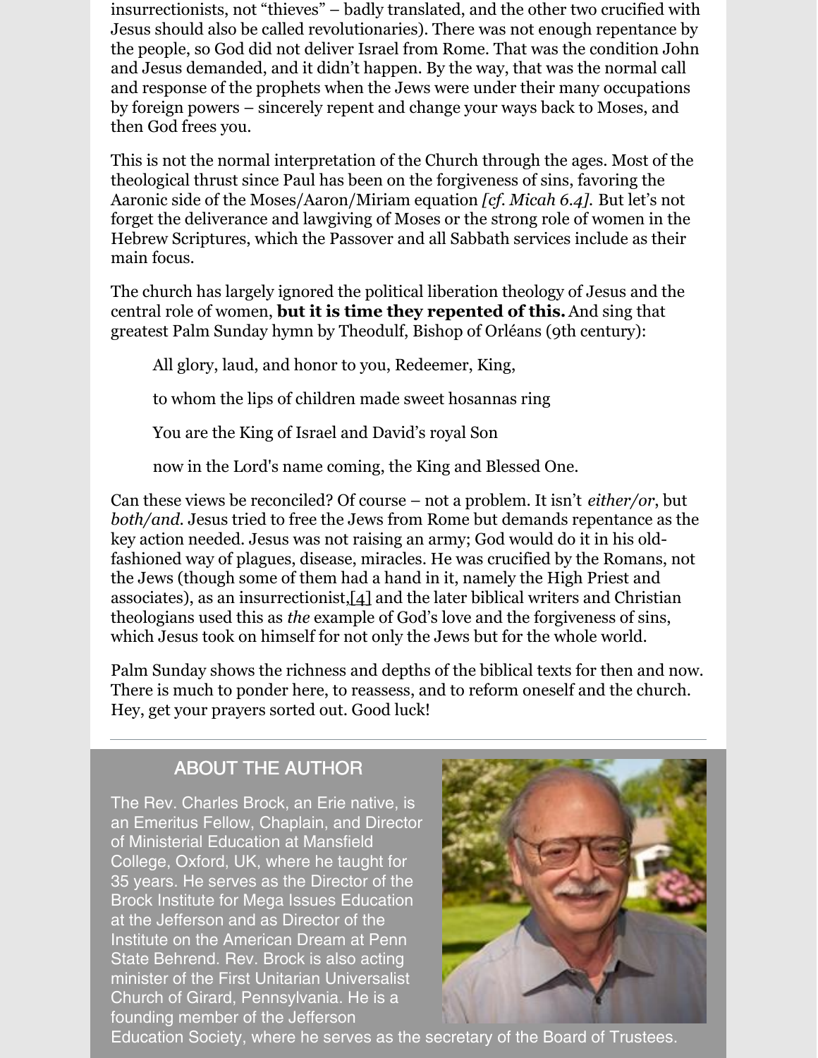insurrectionists, not "thieves" – badly translated, and the other two crucified with Jesus should also be called revolutionaries). There was not enough repentance by the people, so God did not deliver Israel from Rome. That was the condition John and Jesus demanded, and it didn't happen. By the way, that was the normal call and response of the prophets when the Jews were under their many occupations by foreign powers – sincerely repent and change your ways back to Moses, and then God frees you.

This is not the normal interpretation of the Church through the ages. Most of the theological thrust since Paul has been on the forgiveness of sins, favoring the Aaronic side of the Moses/Aaron/Miriam equation *[cf. Micah 6.4].* But let's not forget the deliverance and lawgiving of Moses or the strong role of women in the Hebrew Scriptures, which the Passover and all Sabbath services include as their main focus.

The church has largely ignored the political liberation theology of Jesus and the central role of women, **but it is time they repented of this.** And sing that greatest Palm Sunday hymn by Theodulf, Bishop of Orléans (9th century):

> All glory, laud, and honor to you, Redeemer, King,
>
> to whom the lips of children made sweet hosannas ring
>
> You are the King of Israel and David's royal Son
>
> now in the Lord's name coming, the King and Blessed One.

Can these views be reconciled? Of course – not a problem. It isn't *either/or*, but *both/and*. Jesus tried to free the Jews from Rome but demands repentance as the key action needed. Jesus was not raising an army; God would do it in his old-fashioned way of plagues, disease, miracles. He was crucified by the Romans, not the Jews (though some of them had a hand in it, namely the High Priest and associates), as an insurrectionist,[4] and the later biblical writers and Christian theologians used this as *the* example of God's love and the forgiveness of sins, which Jesus took on himself for not only the Jews but for the whole world.

Palm Sunday shows the richness and depths of the biblical texts for then and now. There is much to ponder here, to reassess, and to reform oneself and the church. Hey, get your prayers sorted out. Good luck!

---

## ABOUT THE AUTHOR

The Rev. Charles Brock, an Erie native, is an Emeritus Fellow, Chaplain, and Director of Ministerial Education at Mansfield College, Oxford, UK, where he taught for 35 years. He serves as the Director of the Brock Institute for Mega Issues Education at the Jefferson and as Director of the Institute on the American Dream at Penn State Behrend. Rev. Brock is also acting minister of the First Unitarian Universalist Church of Girard, Pennsylvania. He is a founding member of the Jefferson Education Society, where he serves as the secretary of the Board of Trustees.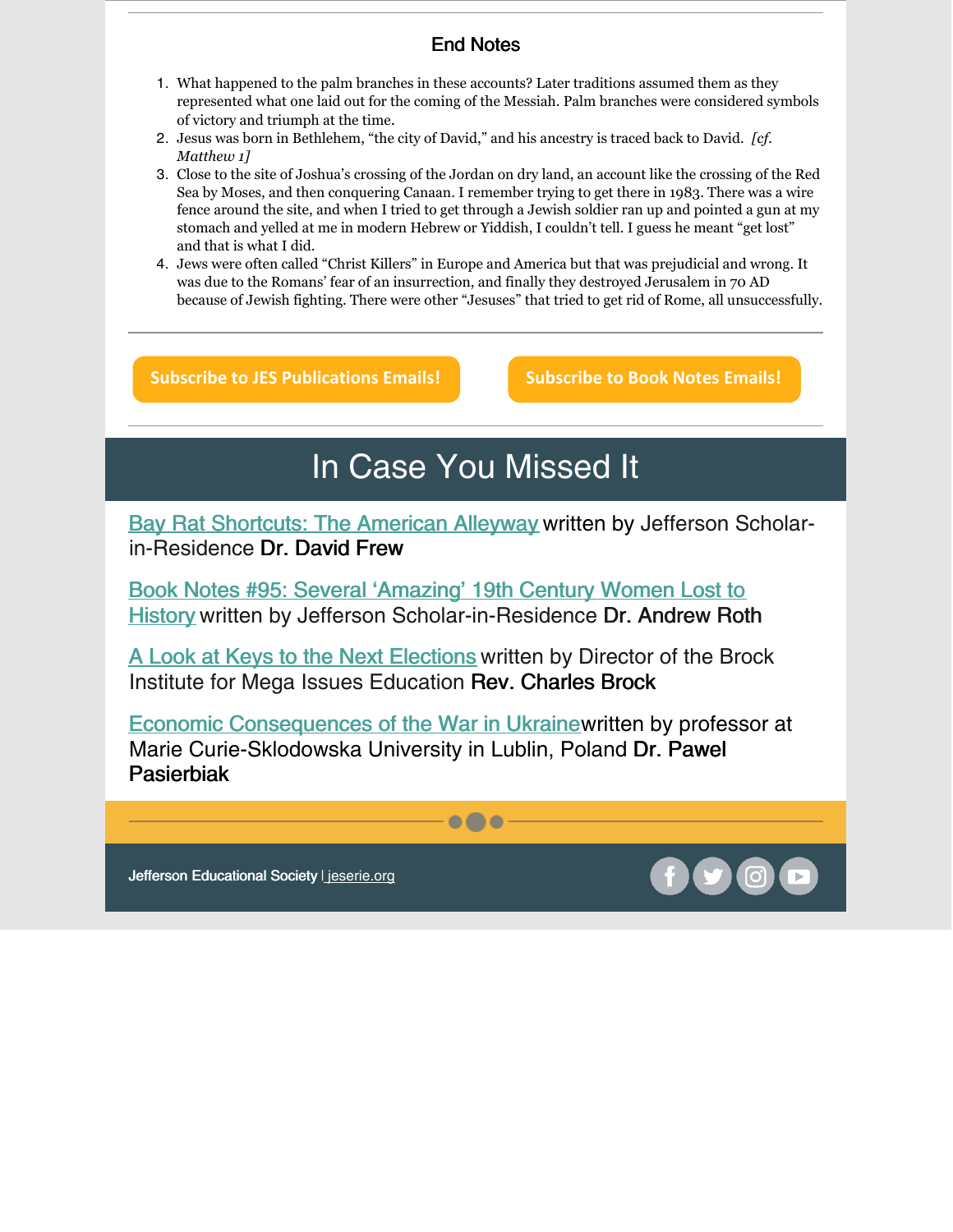## End Notes

1. What happened to the palm branches in these accounts? Later traditions assumed them as they represented what one laid out for the coming of the Messiah. Palm branches were considered symbols of victory and triumph at the time.
2. Jesus was born in Bethlehem, "the city of David," and his ancestry is traced back to David. *[cf. Matthew 1]*
3. Close to the site of Joshua's crossing of the Jordan on dry land, an account like the crossing of the Red Sea by Moses, and then conquering Canaan. I remember trying to get there in 1983. There was a wire fence around the site, and when I tried to get through a Jewish soldier ran up and pointed a gun at my stomach and yelled at me in modern Hebrew or Yiddish, I couldn't tell. I guess he meant "get lost" and that is what I did.
4. Jews were often called "Christ Killers" in Europe and America but that was prejudicial and wrong. It was due to the Romans' fear of an insurrection, and finally they destroyed Jerusalem in 70 AD because of Jewish fighting. There were other "Jesuses" that tried to get rid of Rome, all unsuccessfully.

**Subscribe to JES Publications Emails!**

**Subscribe to Book Notes Emails!**

# In Case You Missed It

Bay Rat Shortcuts: The American Alleyway written by Jefferson Scholar-in-Residence **Dr. David Frew**

Book Notes #95: Several 'Amazing' 19th Century Women Lost to History written by Jefferson Scholar-in-Residence **Dr. Andrew Roth**

A Look at Keys to the Next Elections written by Director of the Brock Institute for Mega Issues Education **Rev. Charles Brock**

Economic Consequences of the War in Ukraine written by professor at Marie Curie-Sklodowska University in Lublin, Poland **Dr. Pawel Pasierbiak**

Jefferson Educational Society | jeserie.org